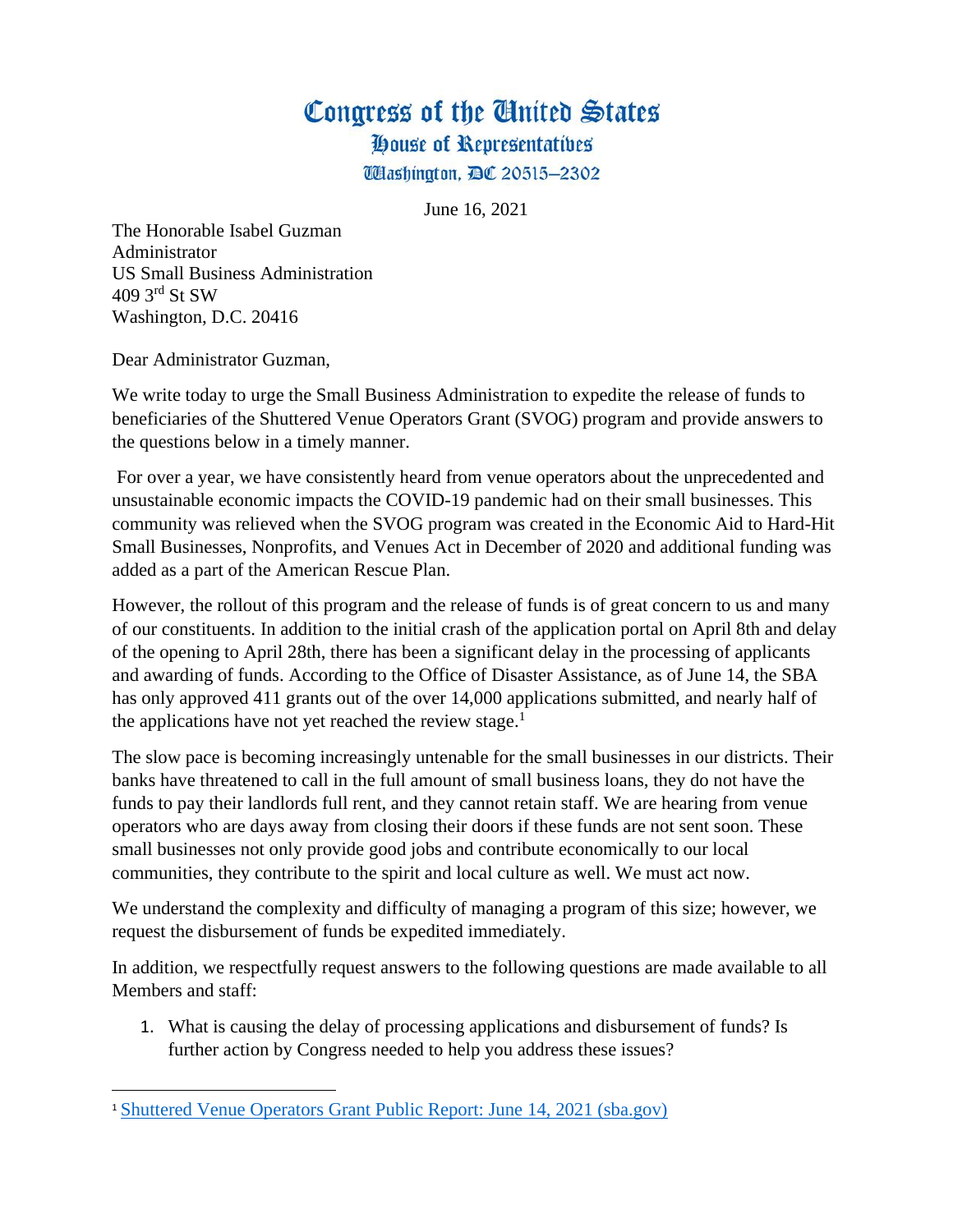# Congress of the United States
## House of Representatives
### Washington, DC 20515–2302

June 16, 2021

The Honorable Isabel Guzman
Administrator
US Small Business Administration
409 3rd St SW
Washington, D.C. 20416

Dear Administrator Guzman,

We write today to urge the Small Business Administration to expedite the release of funds to beneficiaries of the Shuttered Venue Operators Grant (SVOG) program and provide answers to the questions below in a timely manner.

For over a year, we have consistently heard from venue operators about the unprecedented and unsustainable economic impacts the COVID-19 pandemic had on their small businesses. This community was relieved when the SVOG program was created in the Economic Aid to Hard-Hit Small Businesses, Nonprofits, and Venues Act in December of 2020 and additional funding was added as a part of the American Rescue Plan.

However, the rollout of this program and the release of funds is of great concern to us and many of our constituents. In addition to the initial crash of the application portal on April 8th and delay of the opening to April 28th, there has been a significant delay in the processing of applicants and awarding of funds. According to the Office of Disaster Assistance, as of June 14, the SBA has only approved 411 grants out of the over 14,000 applications submitted, and nearly half of the applications have not yet reached the review stage.[1]

The slow pace is becoming increasingly untenable for the small businesses in our districts. Their banks have threatened to call in the full amount of small business loans, they do not have the funds to pay their landlords full rent, and they cannot retain staff. We are hearing from venue operators who are days away from closing their doors if these funds are not sent soon. These small businesses not only provide good jobs and contribute economically to our local communities, they contribute to the spirit and local culture as well. We must act now.

We understand the complexity and difficulty of managing a program of this size; however, we request the disbursement of funds be expedited immediately.

In addition, we respectfully request answers to the following questions are made available to all Members and staff:

1. What is causing the delay of processing applications and disbursement of funds? Is further action by Congress needed to help you address these issues?

---

[1] Shuttered Venue Operators Grant Public Report: June 14, 2021 (sba.gov)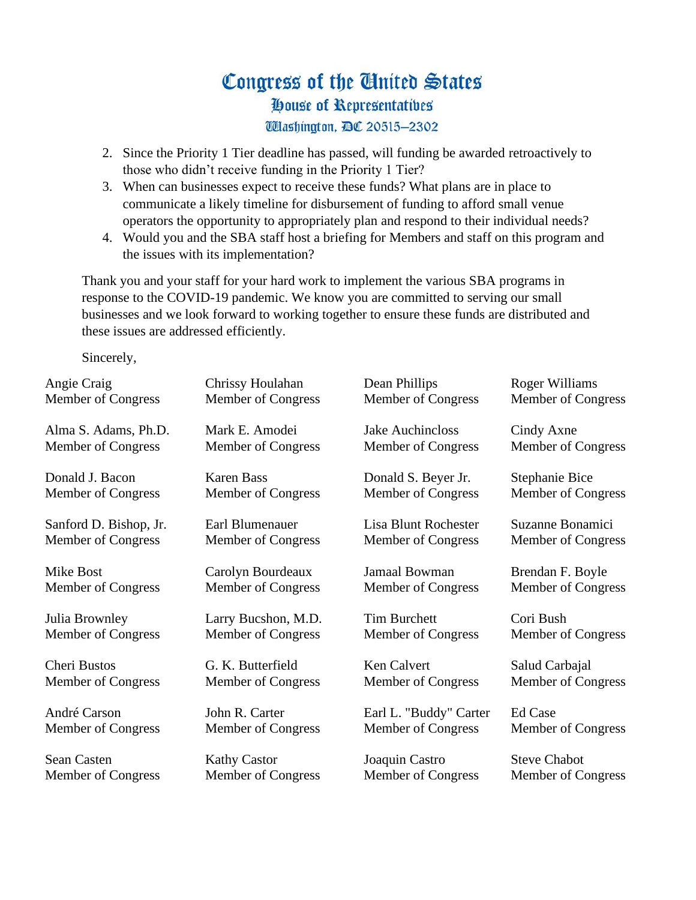2. Since the Priority 1 Tier deadline has passed, will funding be awarded retroactively to those who didn't receive funding in the Priority 1 Tier?
3. When can businesses expect to receive these funds? What plans are in place to communicate a likely timeline for disbursement of funding to afford small venue operators the opportunity to appropriately plan and respond to their individual needs?
4. Would you and the SBA staff host a briefing for Members and staff on this program and the issues with its implementation?

Thank you and your staff for your hard work to implement the various SBA programs in response to the COVID-19 pandemic. We know you are committed to serving our small businesses and we look forward to working together to ensure these funds are distributed and these issues are addressed efficiently.

Sincerely,

Angie Craig
Member of Congress

Chrissy Houlahan
Member of Congress

Dean Phillips
Member of Congress

Roger Williams
Member of Congress

Alma S. Adams, Ph.D.
Member of Congress

Mark E. Amodei
Member of Congress

Jake Auchincloss
Member of Congress

Cindy Axne
Member of Congress

Donald J. Bacon
Member of Congress

Karen Bass
Member of Congress

Donald S. Beyer Jr.
Member of Congress

Stephanie Bice
Member of Congress

Sanford D. Bishop, Jr.
Member of Congress

Earl Blumenauer
Member of Congress

Lisa Blunt Rochester
Member of Congress

Suzanne Bonamici
Member of Congress

Mike Bost
Member of Congress

Carolyn Bourdeaux
Member of Congress

Jamaal Bowman
Member of Congress

Brendan F. Boyle
Member of Congress

Julia Brownley
Member of Congress

Larry Bucshon, M.D.
Member of Congress

Tim Burchett
Member of Congress

Cori Bush
Member of Congress

Cheri Bustos
Member of Congress

G. K. Butterfield
Member of Congress

Ken Calvert
Member of Congress

Salud Carbajal
Member of Congress

André Carson
Member of Congress

John R. Carter
Member of Congress

Earl L. "Buddy" Carter
Member of Congress

Ed Case
Member of Congress

Sean Casten
Member of Congress

Kathy Castor
Member of Congress

Joaquin Castro
Member of Congress

Steve Chabot
Member of Congress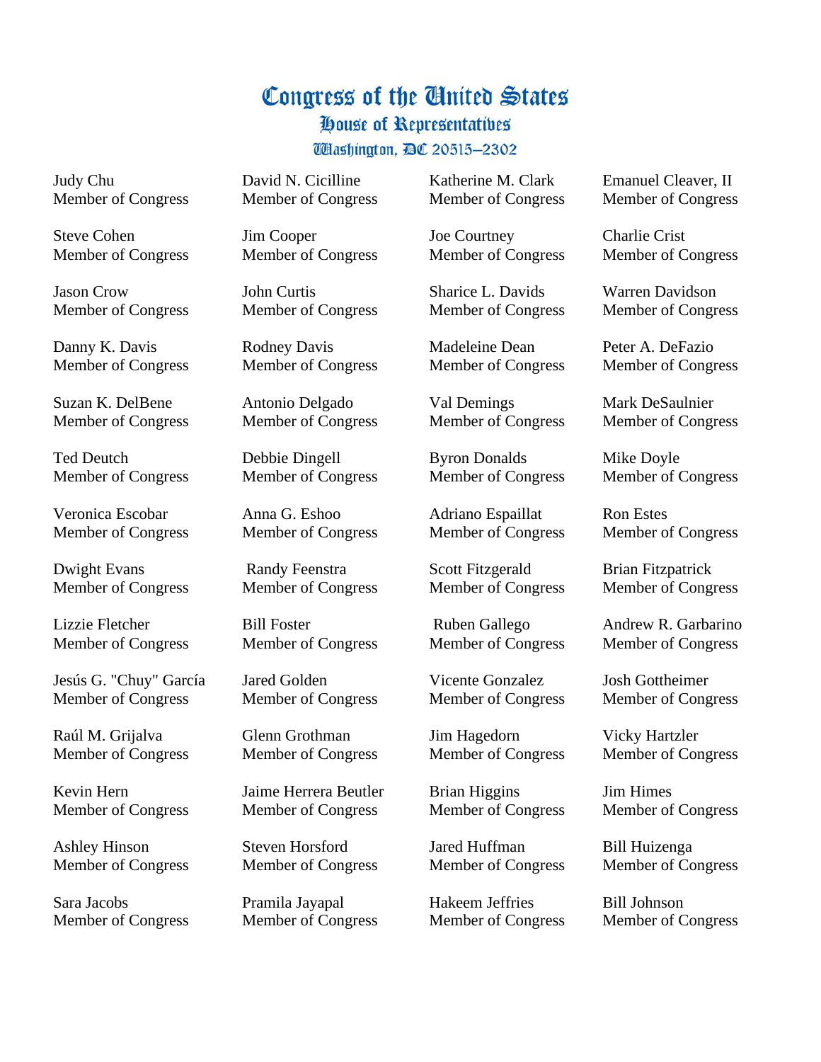Congress of the United States
House of Representatives
Washington, DC 20515–2302

Judy Chu
Member of Congress

David N. Cicilline
Member of Congress

Katherine M. Clark
Member of Congress

Emanuel Cleaver, II
Member of Congress

Steve Cohen
Member of Congress

Jim Cooper
Member of Congress

Joe Courtney
Member of Congress

Charlie Crist
Member of Congress

Jason Crow
Member of Congress

John Curtis
Member of Congress

Sharice L. Davids
Member of Congress

Warren Davidson
Member of Congress

Danny K. Davis
Member of Congress

Rodney Davis
Member of Congress

Madeleine Dean
Member of Congress

Peter A. DeFazio
Member of Congress

Suzan K. DelBene
Member of Congress

Antonio Delgado
Member of Congress

Val Demings
Member of Congress

Mark DeSaulnier
Member of Congress

Ted Deutch
Member of Congress

Debbie Dingell
Member of Congress

Byron Donalds
Member of Congress

Mike Doyle
Member of Congress

Veronica Escobar
Member of Congress

Anna G. Eshoo
Member of Congress

Adriano Espaillat
Member of Congress

Ron Estes
Member of Congress

Dwight Evans
Member of Congress

Randy Feenstra
Member of Congress

Scott Fitzgerald
Member of Congress

Brian Fitzpatrick
Member of Congress

Lizzie Fletcher
Member of Congress

Bill Foster
Member of Congress

Ruben Gallego
Member of Congress

Andrew R. Garbarino
Member of Congress

Jesús G. "Chuy" García
Member of Congress

Jared Golden
Member of Congress

Vicente Gonzalez
Member of Congress

Josh Gottheimer
Member of Congress

Raúl M. Grijalva
Member of Congress

Glenn Grothman
Member of Congress

Jim Hagedorn
Member of Congress

Vicky Hartzler
Member of Congress

Kevin Hern
Member of Congress

Jaime Herrera Beutler
Member of Congress

Brian Higgins
Member of Congress

Jim Himes
Member of Congress

Ashley Hinson
Member of Congress

Steven Horsford
Member of Congress

Jared Huffman
Member of Congress

Bill Huizenga
Member of Congress

Sara Jacobs
Member of Congress

Pramila Jayapal
Member of Congress

Hakeem Jeffries
Member of Congress

Bill Johnson
Member of Congress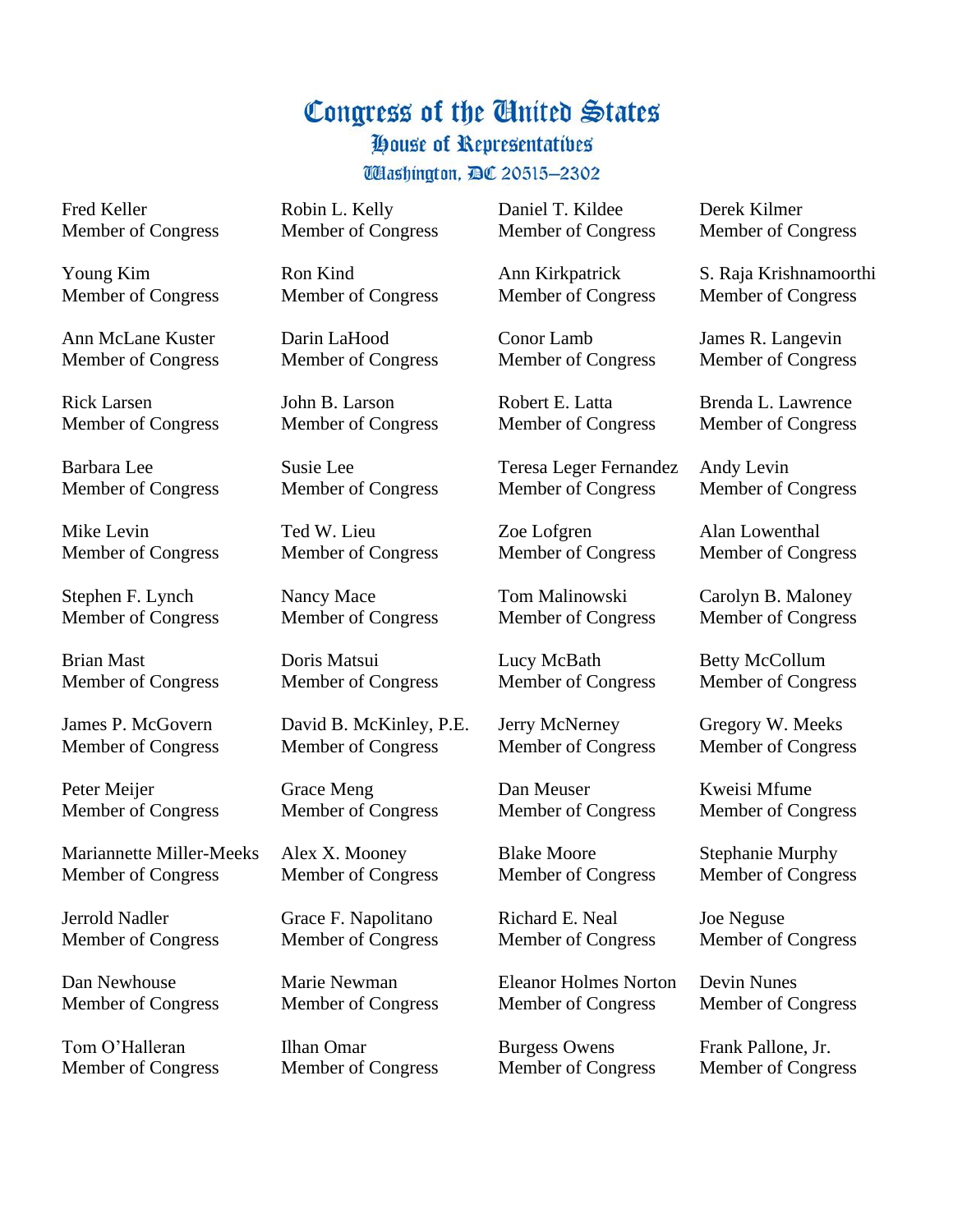Fred Keller
Member of Congress

Robin L. Kelly
Member of Congress

Daniel T. Kildee
Member of Congress

Derek Kilmer
Member of Congress

Young Kim
Member of Congress

Ron Kind
Member of Congress

Ann Kirkpatrick
Member of Congress

S. Raja Krishnamoorthi
Member of Congress

Ann McLane Kuster
Member of Congress

Darin LaHood
Member of Congress

Conor Lamb
Member of Congress

James R. Langevin
Member of Congress

Rick Larsen
Member of Congress

John B. Larson
Member of Congress

Robert E. Latta
Member of Congress

Brenda L. Lawrence
Member of Congress

Barbara Lee
Member of Congress

Susie Lee
Member of Congress

Teresa Leger Fernandez
Member of Congress

Andy Levin
Member of Congress

Mike Levin
Member of Congress

Ted W. Lieu
Member of Congress

Zoe Lofgren
Member of Congress

Alan Lowenthal
Member of Congress

Stephen F. Lynch
Member of Congress

Nancy Mace
Member of Congress

Tom Malinowski
Member of Congress

Carolyn B. Maloney
Member of Congress

Brian Mast
Member of Congress

Doris Matsui
Member of Congress

Lucy McBath
Member of Congress

Betty McCollum
Member of Congress

James P. McGovern
Member of Congress

David B. McKinley, P.E.
Member of Congress

Jerry McNerney
Member of Congress

Gregory W. Meeks
Member of Congress

Peter Meijer
Member of Congress

Grace Meng
Member of Congress

Dan Meuser
Member of Congress

Kweisi Mfume
Member of Congress

Mariannette Miller-Meeks
Member of Congress

Alex X. Mooney
Member of Congress

Blake Moore
Member of Congress

Stephanie Murphy
Member of Congress

Jerrold Nadler
Member of Congress

Grace F. Napolitano
Member of Congress

Richard E. Neal
Member of Congress

Joe Neguse
Member of Congress

Dan Newhouse
Member of Congress

Marie Newman
Member of Congress

Eleanor Holmes Norton
Member of Congress

Devin Nunes
Member of Congress

Tom O'Halleran
Member of Congress

Ilhan Omar
Member of Congress

Burgess Owens
Member of Congress

Frank Pallone, Jr.
Member of Congress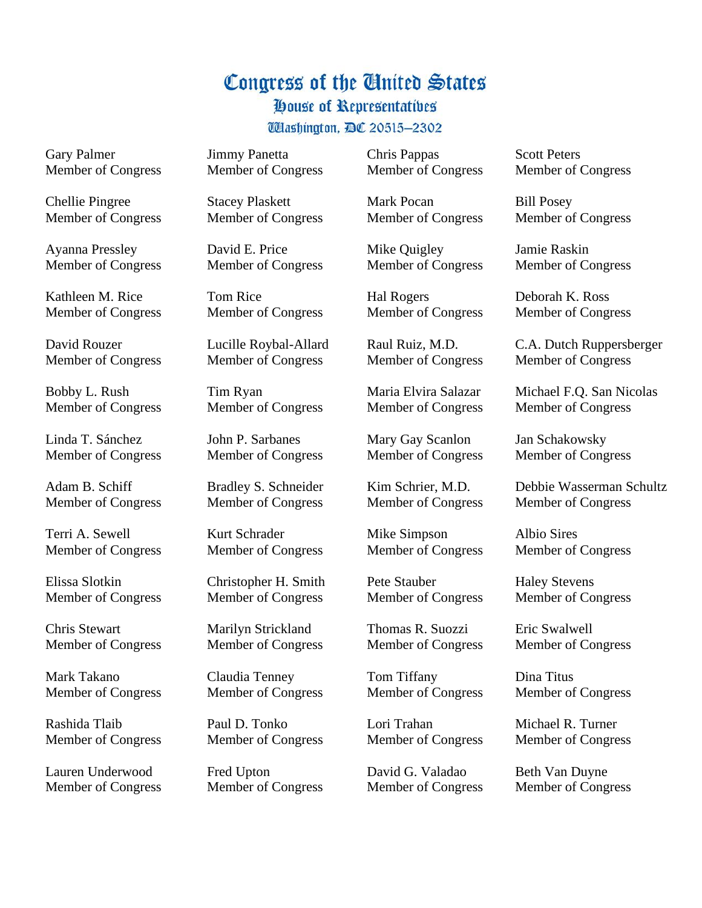Congress of the United States
House of Representatives
Washington, DC 20515–2302

Gary Palmer
Member of Congress

Jimmy Panetta
Member of Congress

Chris Pappas
Member of Congress

Scott Peters
Member of Congress

Chellie Pingree
Member of Congress

Stacey Plaskett
Member of Congress

Mark Pocan
Member of Congress

Bill Posey
Member of Congress

Ayanna Pressley
Member of Congress

David E. Price
Member of Congress

Mike Quigley
Member of Congress

Jamie Raskin
Member of Congress

Kathleen M. Rice
Member of Congress

Tom Rice
Member of Congress

Hal Rogers
Member of Congress

Deborah K. Ross
Member of Congress

David Rouzer
Member of Congress

Lucille Roybal-Allard
Member of Congress

Raul Ruiz, M.D.
Member of Congress

C.A. Dutch Ruppersberger
Member of Congress

Bobby L. Rush
Member of Congress

Tim Ryan
Member of Congress

Maria Elvira Salazar
Member of Congress

Michael F.Q. San Nicolas
Member of Congress

Linda T. Sánchez
Member of Congress

John P. Sarbanes
Member of Congress

Mary Gay Scanlon
Member of Congress

Jan Schakowsky
Member of Congress

Adam B. Schiff
Member of Congress

Bradley S. Schneider
Member of Congress

Kim Schrier, M.D.
Member of Congress

Debbie Wasserman Schultz
Member of Congress

Terri A. Sewell
Member of Congress

Kurt Schrader
Member of Congress

Mike Simpson
Member of Congress

Albio Sires
Member of Congress

Elissa Slotkin
Member of Congress

Christopher H. Smith
Member of Congress

Pete Stauber
Member of Congress

Haley Stevens
Member of Congress

Chris Stewart
Member of Congress

Marilyn Strickland
Member of Congress

Thomas R. Suozzi
Member of Congress

Eric Swalwell
Member of Congress

Mark Takano
Member of Congress

Claudia Tenney
Member of Congress

Tom Tiffany
Member of Congress

Dina Titus
Member of Congress

Rashida Tlaib
Member of Congress

Paul D. Tonko
Member of Congress

Lori Trahan
Member of Congress

Michael R. Turner
Member of Congress

Lauren Underwood
Member of Congress

Fred Upton
Member of Congress

David G. Valadao
Member of Congress

Beth Van Duyne
Member of Congress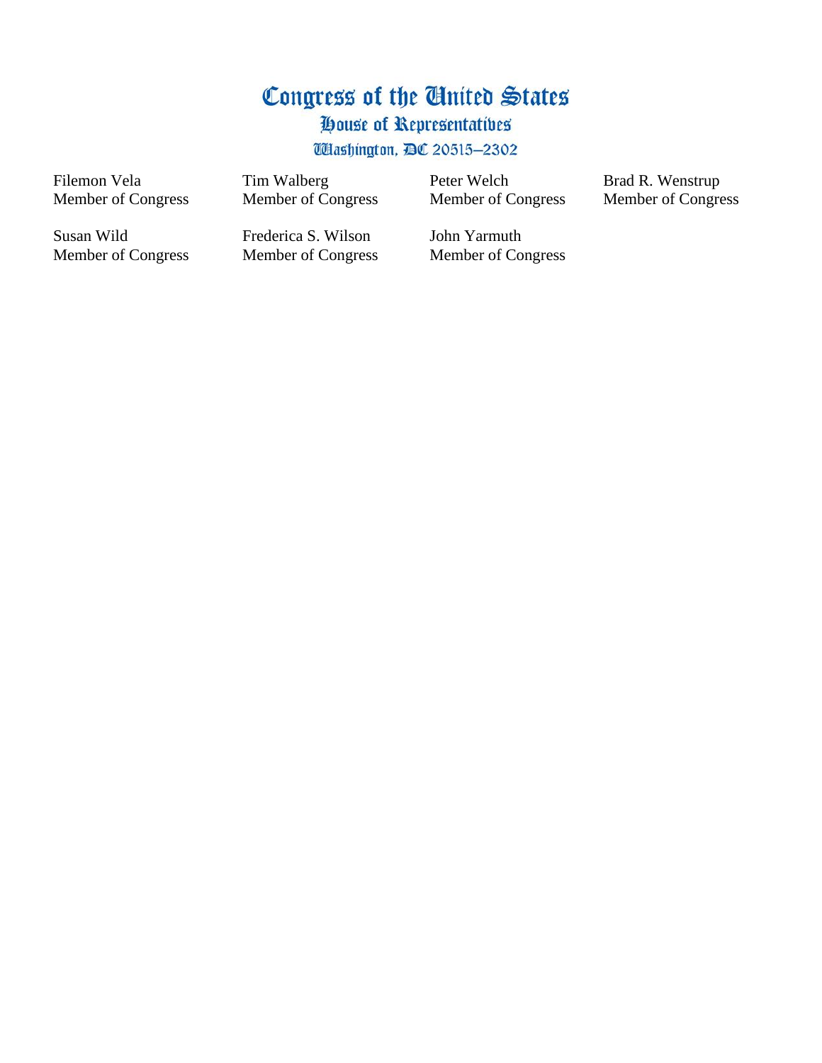Filemon Vela
Member of Congress

Tim Walberg
Member of Congress

Peter Welch
Member of Congress

Brad R. Wenstrup
Member of Congress

Susan Wild
Member of Congress

Frederica S. Wilson
Member of Congress

John Yarmuth
Member of Congress